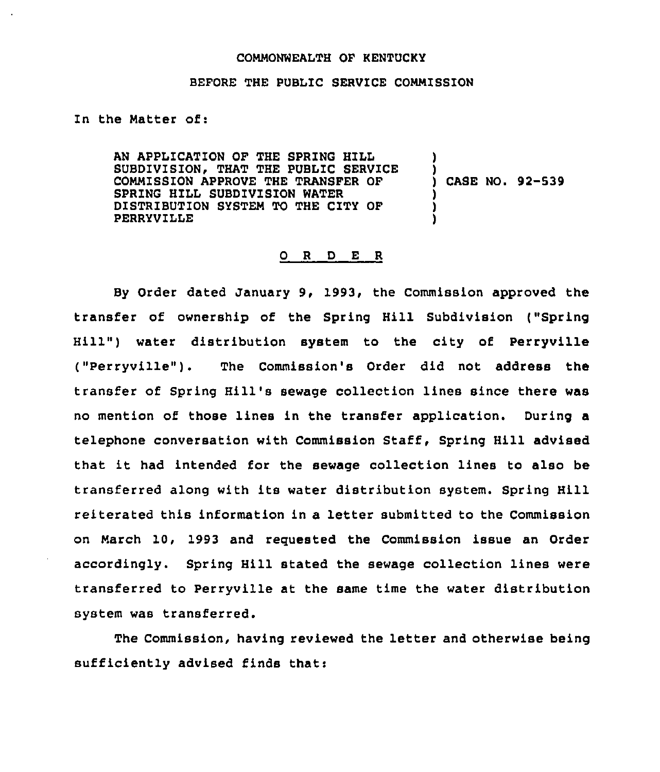COMMONWEALTH OF KENTUCKY

BEFORE THE PUBLIC SERVICE COMMISSION

In the Matter of:

| | |
|---|---|
| AN APPLICATION OF THE SPRING HILL SUBDIVISION, THAT THE PUBLIC SERVICE COMMISSION APPROVE THE TRANSFER OF SPRING HILL SUBDIVISION WATER DISTRIBUTION SYSTEM TO THE CITY OF PERRYVILLE | ) CASE NO. 92-539 |

## O R D E R

By Order dated January 9, 1993, the Commission approved the transfer of ownership of the Spring Hill Subdivision ("Spring Hill") water distribution system to the city of Perryville ("Perryville"). The Commission's Order did not address the transfer of Spring Hill's sewage collection lines since there was no mention of those lines in the transfer application. During a telephone conversation with Commission Staff, Spring Hill advised that it had intended for the sewage collection lines to also be transferred along with its water distribution system. Spring Hill reiterated this information in a letter submitted to the Commission on March 10, 1993 and requested the Commission issue an Order accordingly. Spring Hill stated the sewage collection lines were transferred to Perryville at the same time the water distribution system was transferred.

The Commission, having reviewed the letter and otherwise being sufficiently advised finds that: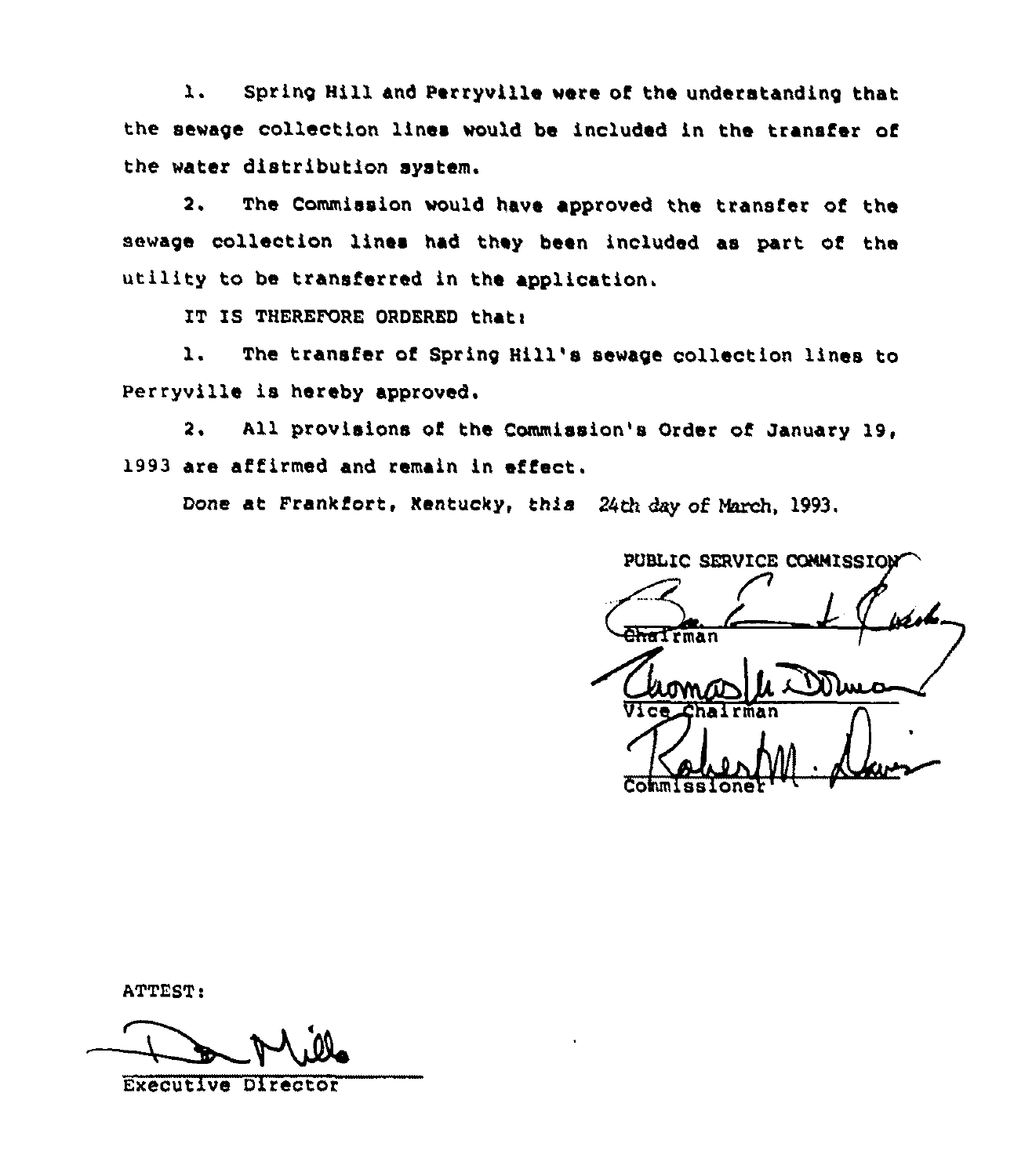1. Spring Hill and Perryville were of the understanding that the sewage collection lines would be included in the transfer of the water distribution system.

2. The Commission would have approved the transfer of the sewage collection lines had they been included as part of the utility to be transferred in the application.

IT IS THEREFORE ORDERED that:

1. The transfer of Spring Hill's sewage collection lines to Perryville is hereby approved.

2. All provisions of the Commission's Order of January 19, 1993 are affirmed and remain in effect.

Done at Frankfort, Kentucky, this 24th day of March, 1993.

PUBLIC SERVICE COMMISSION

Chairman

Vice Chairman

Commissioner

ATTEST:

Executive Director